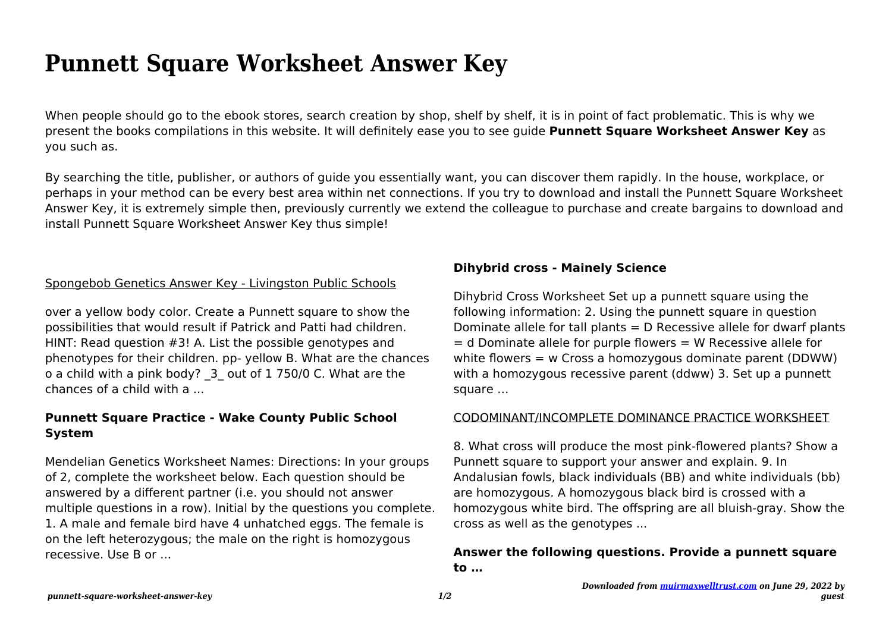# Punnett Square Worksheet Answer Key

When people should go to the ebook stores, search creation by shop, shelf by shelf, it is in point of fact problematic. This is why we present the books compilations in this website. It will definitely ease you to see guide **Punnett Square Worksheet Answer Key** as you such as.

By searching the title, publisher, or authors of guide you essentially want, you can discover them rapidly. In the house, workplace, or perhaps in your method can be every best area within net connections. If you try to download and install the Punnett Square Worksheet Answer Key, it is extremely simple then, previously currently we extend the colleague to purchase and create bargains to download and install Punnett Square Worksheet Answer Key thus simple!

Spongebob Genetics Answer Key - Livingston Public Schools

over a yellow body color. Create a Punnett square to show the possibilities that would result if Patrick and Patti had children. HINT: Read question #3! A. List the possible genotypes and phenotypes for their children. pp- yellow B. What are the chances o a child with a pink body? _3_ out of 1 750/0 C. What are the chances of a child with a ...

**Punnett Square Practice - Wake County Public School System**

Mendelian Genetics Worksheet Names: Directions: In your groups of 2, complete the worksheet below. Each question should be answered by a different partner (i.e. you should not answer multiple questions in a row). Initial by the questions you complete. 1. A male and female bird have 4 unhatched eggs. The female is on the left heterozygous; the male on the right is homozygous recessive. Use B or ...

**Dihybrid cross - Mainely Science**

Dihybrid Cross Worksheet Set up a punnett square using the following information: 2. Using the punnett square in question Dominate allele for tall plants = D Recessive allele for dwarf plants = d Dominate allele for purple flowers = W Recessive allele for white flowers = w Cross a homozygous dominate parent (DDWW) with a homozygous recessive parent (ddww) 3. Set up a punnett square …

CODOMINANT/INCOMPLETE DOMINANCE PRACTICE WORKSHEET

8. What cross will produce the most pink-flowered plants? Show a Punnett square to support your answer and explain. 9. In Andalusian fowls, black individuals (BB) and white individuals (bb) are homozygous. A homozygous black bird is crossed with a homozygous white bird. The offspring are all bluish-gray. Show the cross as well as the genotypes ...

**Answer the following questions. Provide a punnett square to …**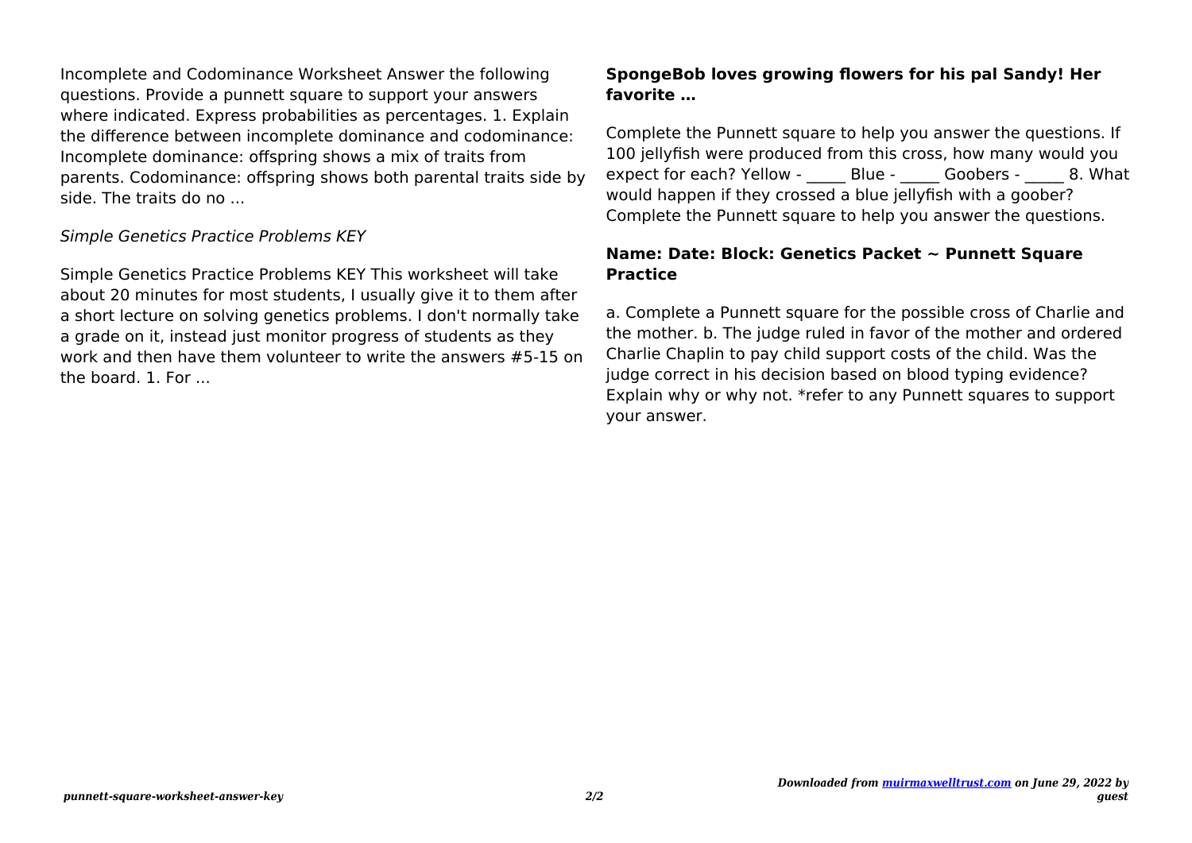Incomplete and Codominance Worksheet Answer the following questions. Provide a punnett square to support your answers where indicated. Express probabilities as percentages. 1. Explain the difference between incomplete dominance and codominance: Incomplete dominance: offspring shows a mix of traits from parents. Codominance: offspring shows both parental traits side by side. The traits do no ...

*Simple Genetics Practice Problems KEY*

Simple Genetics Practice Problems KEY This worksheet will take about 20 minutes for most students, I usually give it to them after a short lecture on solving genetics problems. I don't normally take a grade on it, instead just monitor progress of students as they work and then have them volunteer to write the answers #5-15 on the board. 1. For ...

**SpongeBob loves growing flowers for his pal Sandy! Her favorite …**

Complete the Punnett square to help you answer the questions. If 100 jellyfish were produced from this cross, how many would you expect for each? Yellow - _____ Blue - _____ Goobers - _____ 8. What would happen if they crossed a blue jellyfish with a goober? Complete the Punnett square to help you answer the questions.

**Name: Date: Block: Genetics Packet ~ Punnett Square Practice**

a. Complete a Punnett square for the possible cross of Charlie and the mother. b. The judge ruled in favor of the mother and ordered Charlie Chaplin to pay child support costs of the child. Was the judge correct in his decision based on blood typing evidence? Explain why or why not. *refer to any Punnett squares to support your answer.